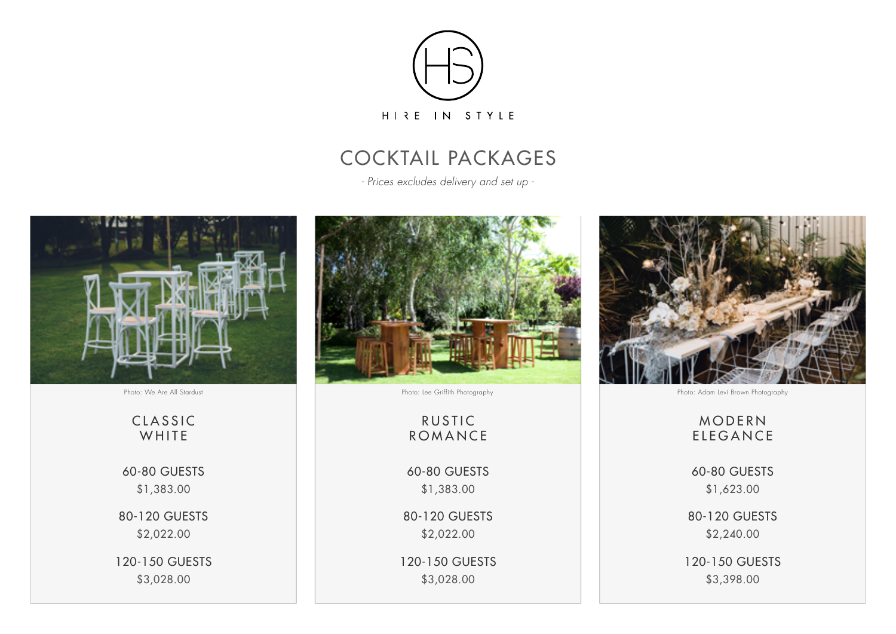HIRE IN STYLE

# COCKTAIL PACKAGES

*- Prices excludes delivery and set up -*

Photo: We Are All Stardust

## CLASSIC WHITE

60-80 GUESTS
$1,383.00

80-120 GUESTS
$2,022.00

120-150 GUESTS
$3,028.00

Photo: Lee Griffith Photography

## RUSTIC ROMANCE

60-80 GUESTS
$1,383.00

80-120 GUESTS
$2,022.00

120-150 GUESTS
$3,028.00

Photo: Adam Levi Brown Photography

## MODERN ELEGANCE

60-80 GUESTS
$1,623.00

80-120 GUESTS
$2,240.00

120-150 GUESTS
$3,398.00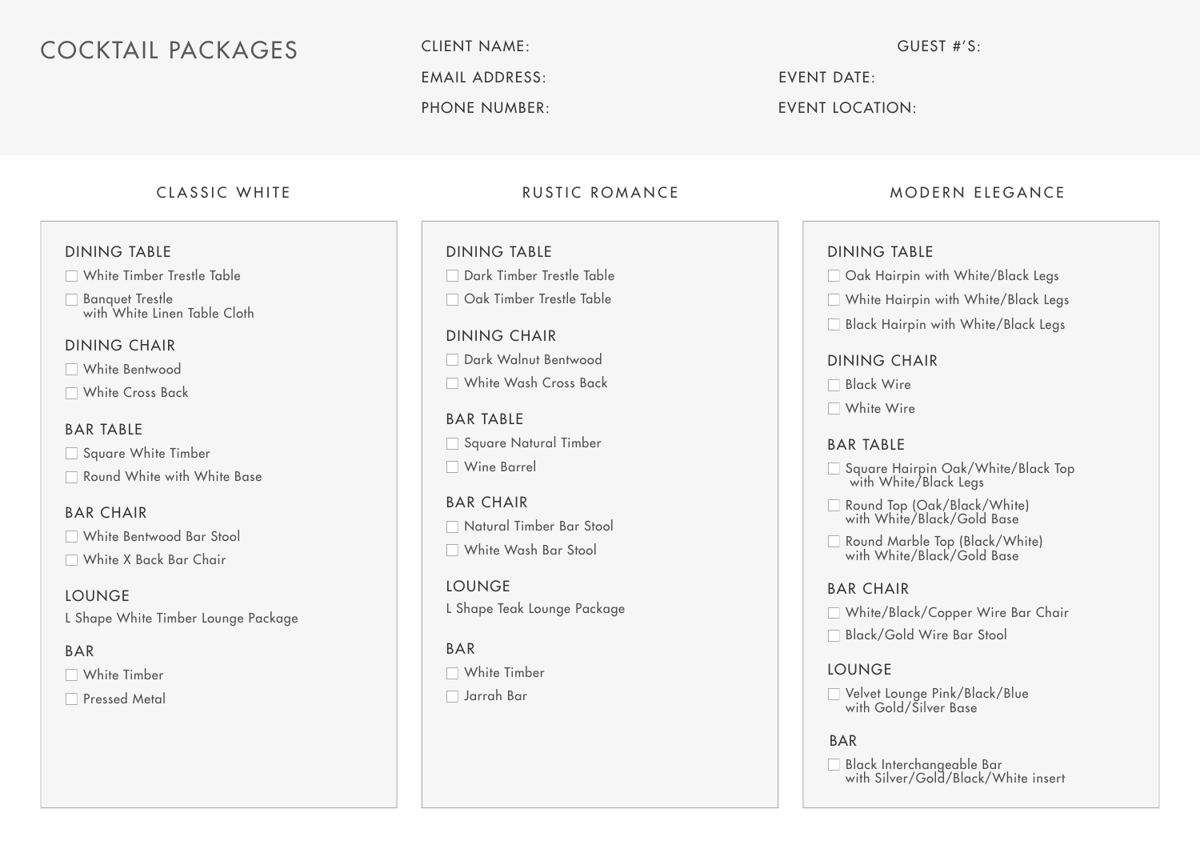# COCKTAIL PACKAGES

CLIENT NAME:

GUEST #'S:

EMAIL ADDRESS:

EVENT DATE:

PHONE NUMBER:

EVENT LOCATION:

## CLASSIC WHITE

### DINING TABLE

- ☐ White Timber Trestle Table
- ☐ Banquet Trestle with White Linen Table Cloth

### DINING CHAIR

- ☐ White Bentwood
- ☐ White Cross Back

### BAR TABLE

- ☐ Square White Timber
- ☐ Round White with White Base

### BAR CHAIR

- ☐ White Bentwood Bar Stool
- ☐ White X Back Bar Chair

### LOUNGE

L Shape White Timber Lounge Package

### BAR

- ☐ White Timber
- ☐ Pressed Metal

## RUSTIC ROMANCE

### DINING TABLE

- ☐ Dark Timber Trestle Table
- ☐ Oak Timber Trestle Table

### DINING CHAIR

- ☐ Dark Walnut Bentwood
- ☐ White Wash Cross Back

### BAR TABLE

- ☐ Square Natural Timber
- ☐ Wine Barrel

### BAR CHAIR

- ☐ Natural Timber Bar Stool
- ☐ White Wash Bar Stool

### LOUNGE

L Shape Teak Lounge Package

### BAR

- ☐ White Timber
- ☐ Jarrah Bar

## MODERN ELEGANCE

### DINING TABLE

- ☐ Oak Hairpin with White/Black Legs
- ☐ White Hairpin with White/Black Legs
- ☐ Black Hairpin with White/Black Legs

### DINING CHAIR

- ☐ Black Wire
- ☐ White Wire

### BAR TABLE

- ☐ Square Hairpin Oak/White/Black Top with White/Black Legs
- ☐ Round Top (Oak/Black/White) with White/Black/Gold Base
- ☐ Round Marble Top (Black/White) with White/Black/Gold Base

### BAR CHAIR

- ☐ White/Black/Copper Wire Bar Chair
- ☐ Black/Gold Wire Bar Stool

### LOUNGE

- ☐ Velvet Lounge Pink/Black/Blue with Gold/Silver Base

### BAR

- ☐ Black Interchangeable Bar with Silver/Gold/Black/White insert